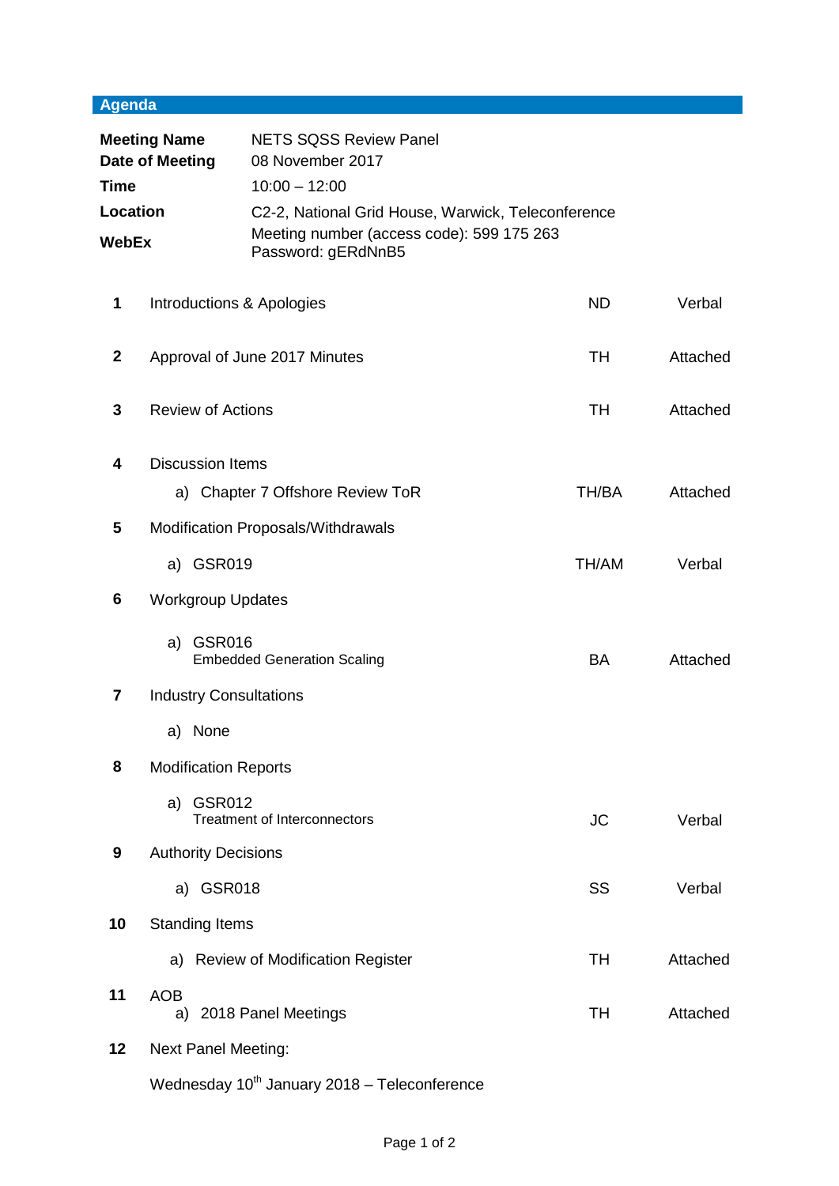## Agenda

| | |
|---|---|
| **Meeting Name** | NETS SQSS Review Panel |
| **Date of Meeting** | 08 November 2017 |
| **Time** | 10:00 – 12:00 |
| **Location** | C2-2, National Grid House, Warwick, Teleconference |
| **WebEx** | Meeting number (access code): 599 175 263<br>Password: gERdNnB5 |

| | | | |
|---|---|---|---|
| **1** | Introductions & Apologies | ND | Verbal |
| **2** | Approval of June 2017 Minutes | TH | Attached |
| **3** | Review of Actions | TH | Attached |
| **4** | Discussion Items | | |
| | a) Chapter 7 Offshore Review ToR | TH/BA | Attached |
| **5** | Modification Proposals/Withdrawals | | |
| | a) GSR019 | TH/AM | Verbal |
| **6** | Workgroup Updates | | |
| | a) GSR016<br>Embedded Generation Scaling | BA | Attached |
| **7** | Industry Consultations | | |
| | a) None | | |
| **8** | Modification Reports | | |
| | a) GSR012<br>Treatment of Interconnectors | JC | Verbal |
| **9** | Authority Decisions | | |
| | a) GSR018 | SS | Verbal |
| **10** | Standing Items | | |
| | a) Review of Modification Register | TH | Attached |
| **11** | AOB | | |
| | a) 2018 Panel Meetings | TH | Attached |
| **12** | Next Panel Meeting: | | |
| | Wednesday 10th January 2018 – Teleconference | | |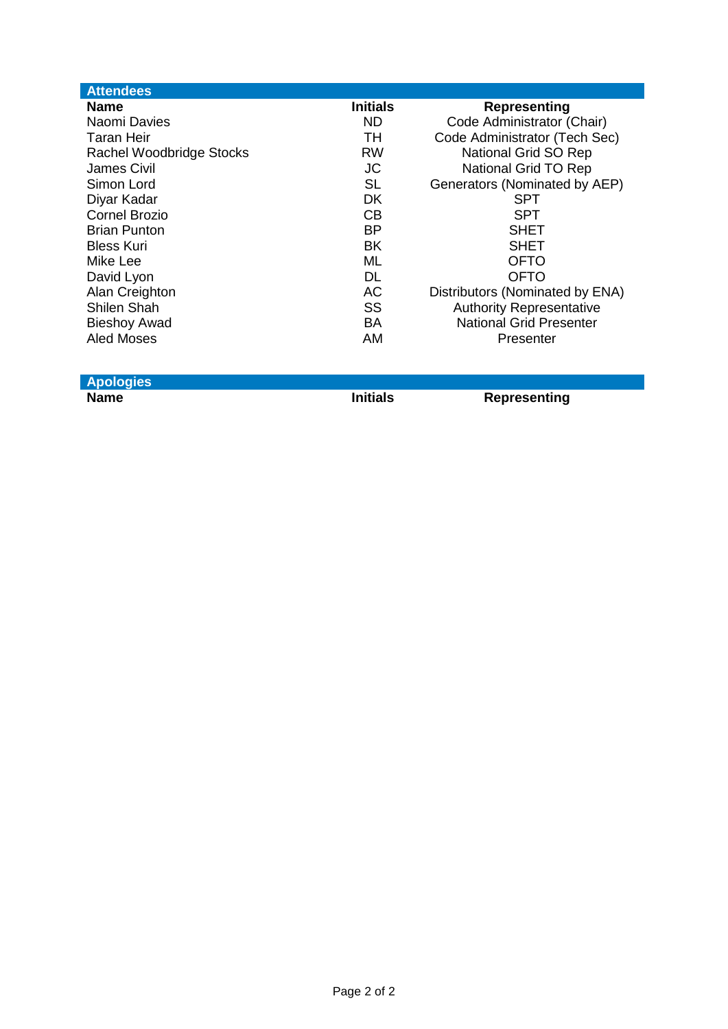## Attendees

| Name | Initials | Representing |
|---|---|---|
| Naomi Davies | ND | Code Administrator (Chair) |
| Taran Heir | TH | Code Administrator (Tech Sec) |
| Rachel Woodbridge Stocks | RW | National Grid SO Rep |
| James Civil | JC | National Grid TO Rep |
| Simon Lord | SL | Generators (Nominated by AEP) |
| Diyar Kadar | DK | SPT |
| Cornel Brozio | CB | SPT |
| Brian Punton | BP | SHET |
| Bless Kuri | BK | SHET |
| Mike Lee | ML | OFTO |
| David Lyon | DL | OFTO |
| Alan Creighton | AC | Distributors (Nominated by ENA) |
| Shilen Shah | SS | Authority Representative |
| Bieshoy Awad | BA | National Grid Presenter |
| Aled Moses | AM | Presenter |

## Apologies

| Name | Initials | Representing |
|---|---|---|